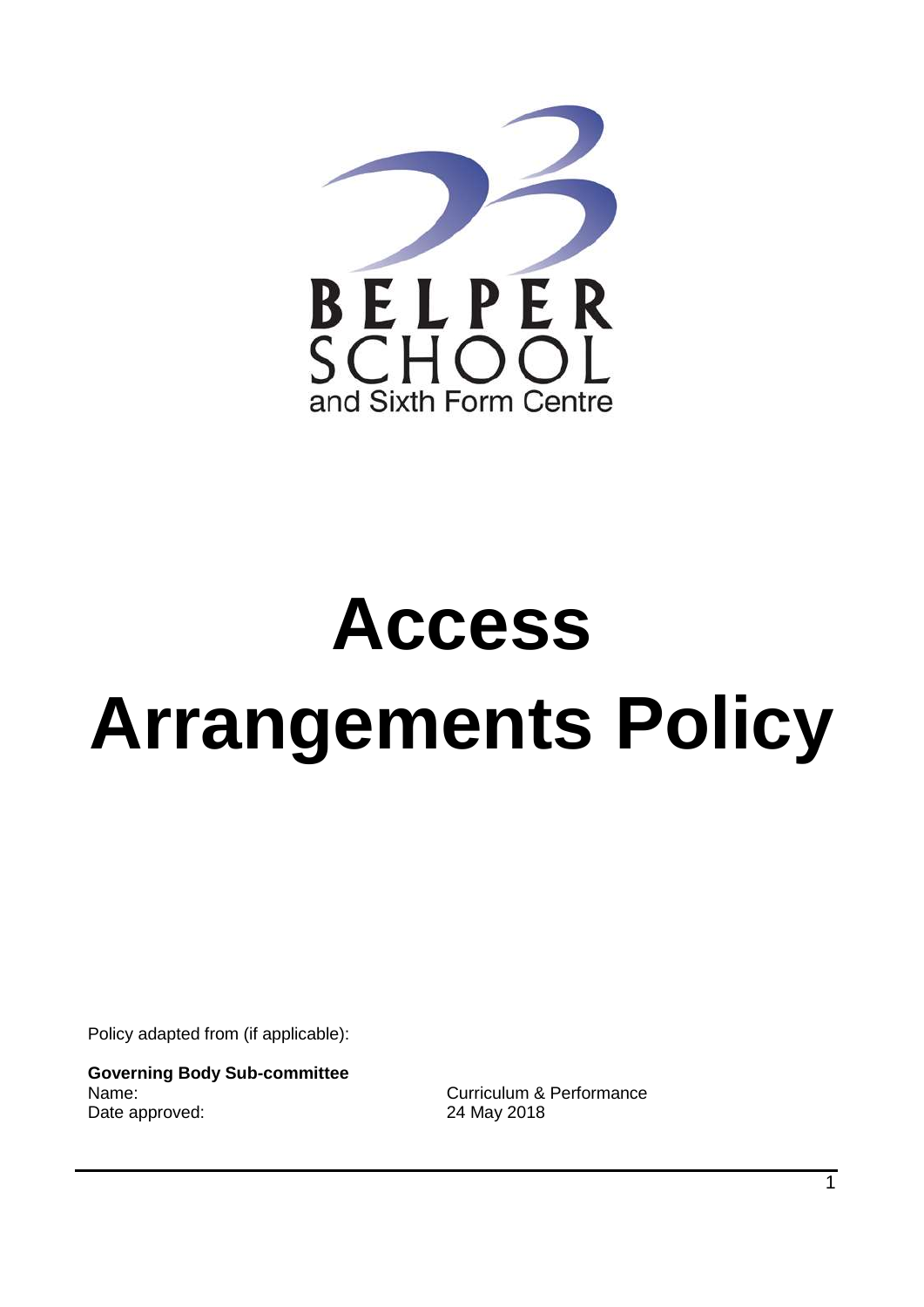BELPER SCHOOL and Sixth Form Centre

# Access Arrangements Policy

Policy adapted from (if applicable):

**Governing Body Sub-committee**

| | |
|---|---|
| Name: | Curriculum & Performance |
| Date approved: | 24 May 2018 |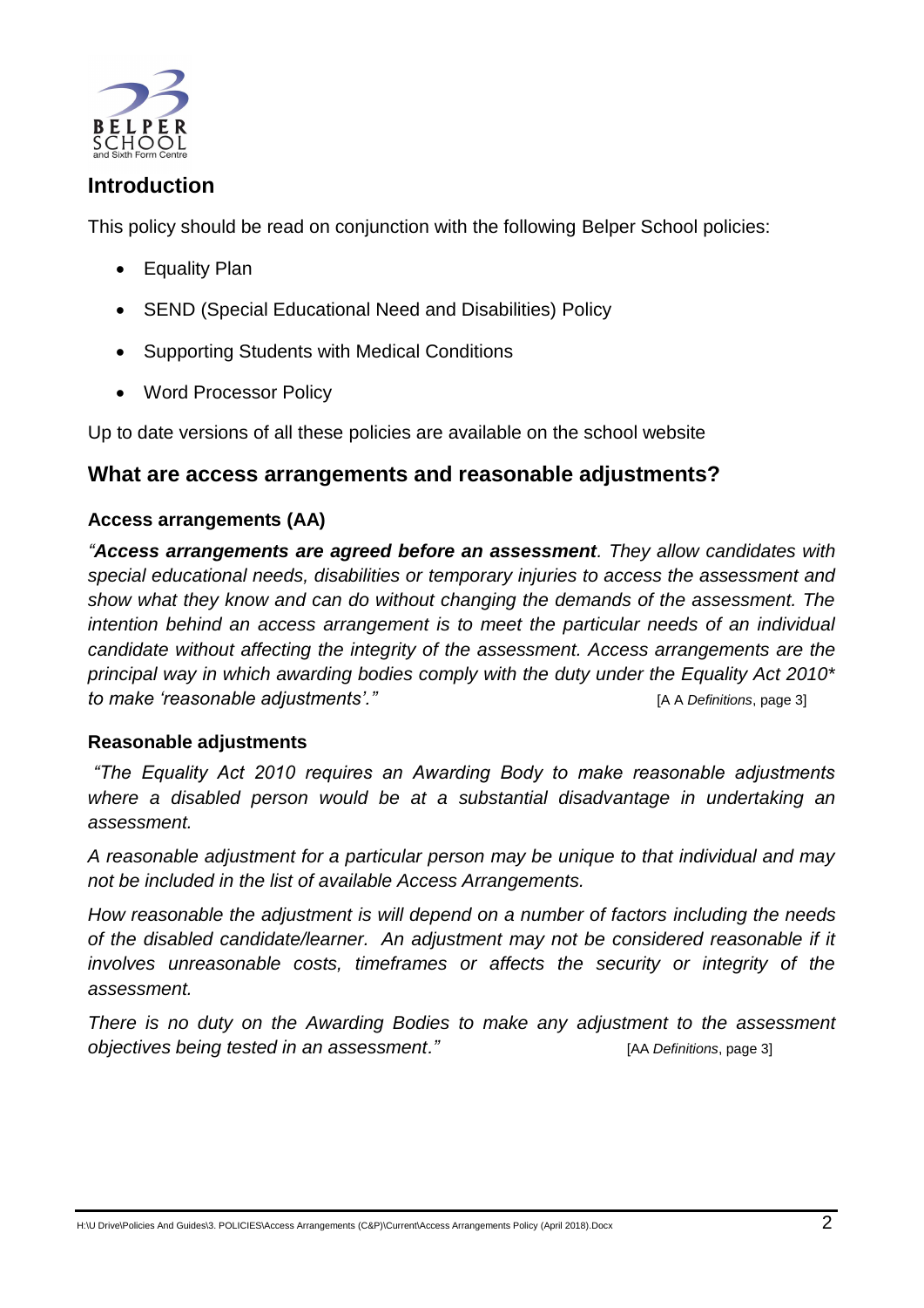## Introduction

This policy should be read on conjunction with the following Belper School policies:

- Equality Plan
- SEND (Special Educational Need and Disabilities) Policy
- Supporting Students with Medical Conditions
- Word Processor Policy

Up to date versions of all these policies are available on the school website

## What are access arrangements and reasonable adjustments?

### Access arrangements (AA)

*"**Access arrangements are agreed before an assessment**. They allow candidates with special educational needs, disabilities or temporary injuries to access the assessment and show what they know and can do without changing the demands of the assessment. The intention behind an access arrangement is to meet the particular needs of an individual candidate without affecting the integrity of the assessment. Access arrangements are the principal way in which awarding bodies comply with the duty under the Equality Act 2010* to make 'reasonable adjustments'."* [A A *Definitions*, page 3]

### Reasonable adjustments

*"The Equality Act 2010 requires an Awarding Body to make reasonable adjustments where a disabled person would be at a substantial disadvantage in undertaking an assessment.*

*A reasonable adjustment for a particular person may be unique to that individual and may not be included in the list of available Access Arrangements.*

*How reasonable the adjustment is will depend on a number of factors including the needs of the disabled candidate/learner. An adjustment may not be considered reasonable if it involves unreasonable costs, timeframes or affects the security or integrity of the assessment.*

*There is no duty on the Awarding Bodies to make any adjustment to the assessment objectives being tested in an assessment."* [AA *Definitions*, page 3]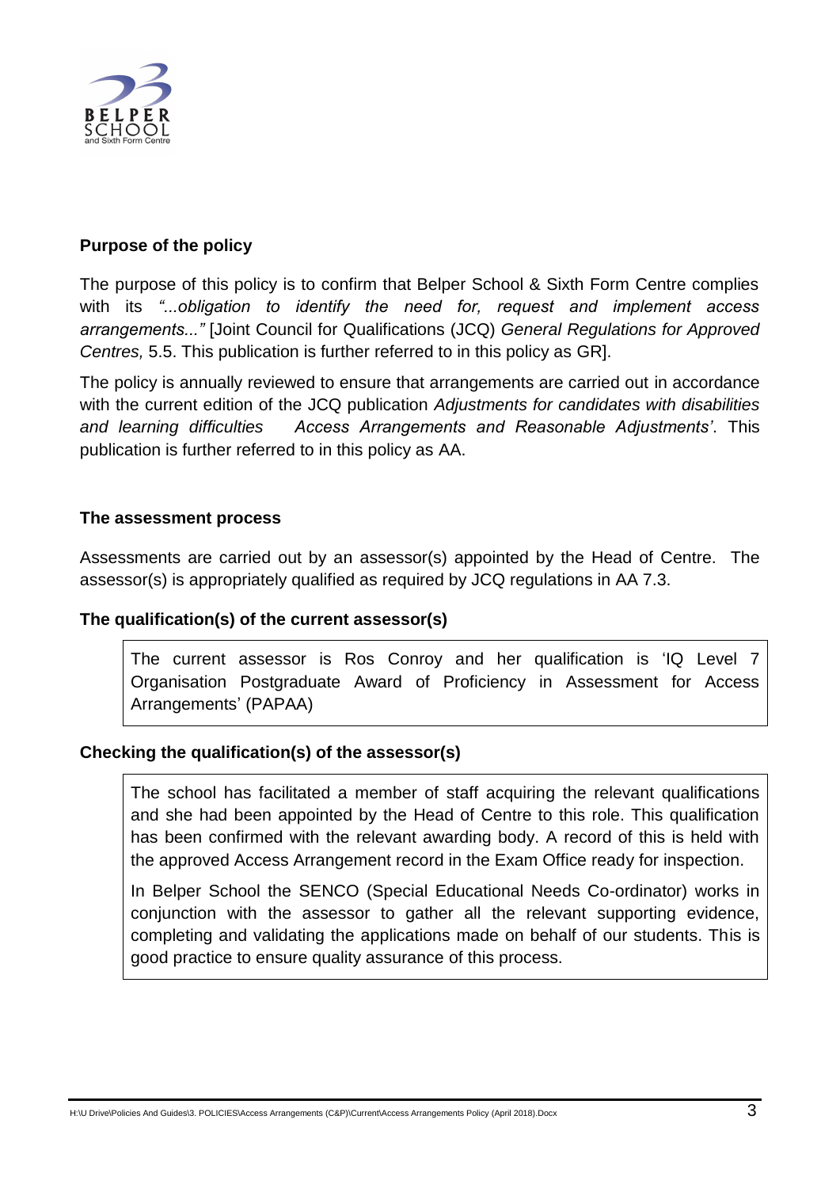**Purpose of the policy**

The purpose of this policy is to confirm that Belper School & Sixth Form Centre complies with its *"...obligation to identify the need for, request and implement access arrangements..."* [Joint Council for Qualifications (JCQ) *General Regulations for Approved Centres,* 5.5. This publication is further referred to in this policy as GR].

The policy is annually reviewed to ensure that arrangements are carried out in accordance with the current edition of the JCQ publication *Adjustments for candidates with disabilities and learning difficulties Access Arrangements and Reasonable Adjustments'*. This publication is further referred to in this policy as AA.

**The assessment process**

Assessments are carried out by an assessor(s) appointed by the Head of Centre. The assessor(s) is appropriately qualified as required by JCQ regulations in AA 7.3.

**The qualification(s) of the current assessor(s)**

The current assessor is Ros Conroy and her qualification is 'IQ Level 7 Organisation Postgraduate Award of Proficiency in Assessment for Access Arrangements' (PAPAA)

**Checking the qualification(s) of the assessor(s)**

The school has facilitated a member of staff acquiring the relevant qualifications and she had been appointed by the Head of Centre to this role. This qualification has been confirmed with the relevant awarding body. A record of this is held with the approved Access Arrangement record in the Exam Office ready for inspection.

In Belper School the SENCO (Special Educational Needs Co-ordinator) works in conjunction with the assessor to gather all the relevant supporting evidence, completing and validating the applications made on behalf of our students. This is good practice to ensure quality assurance of this process.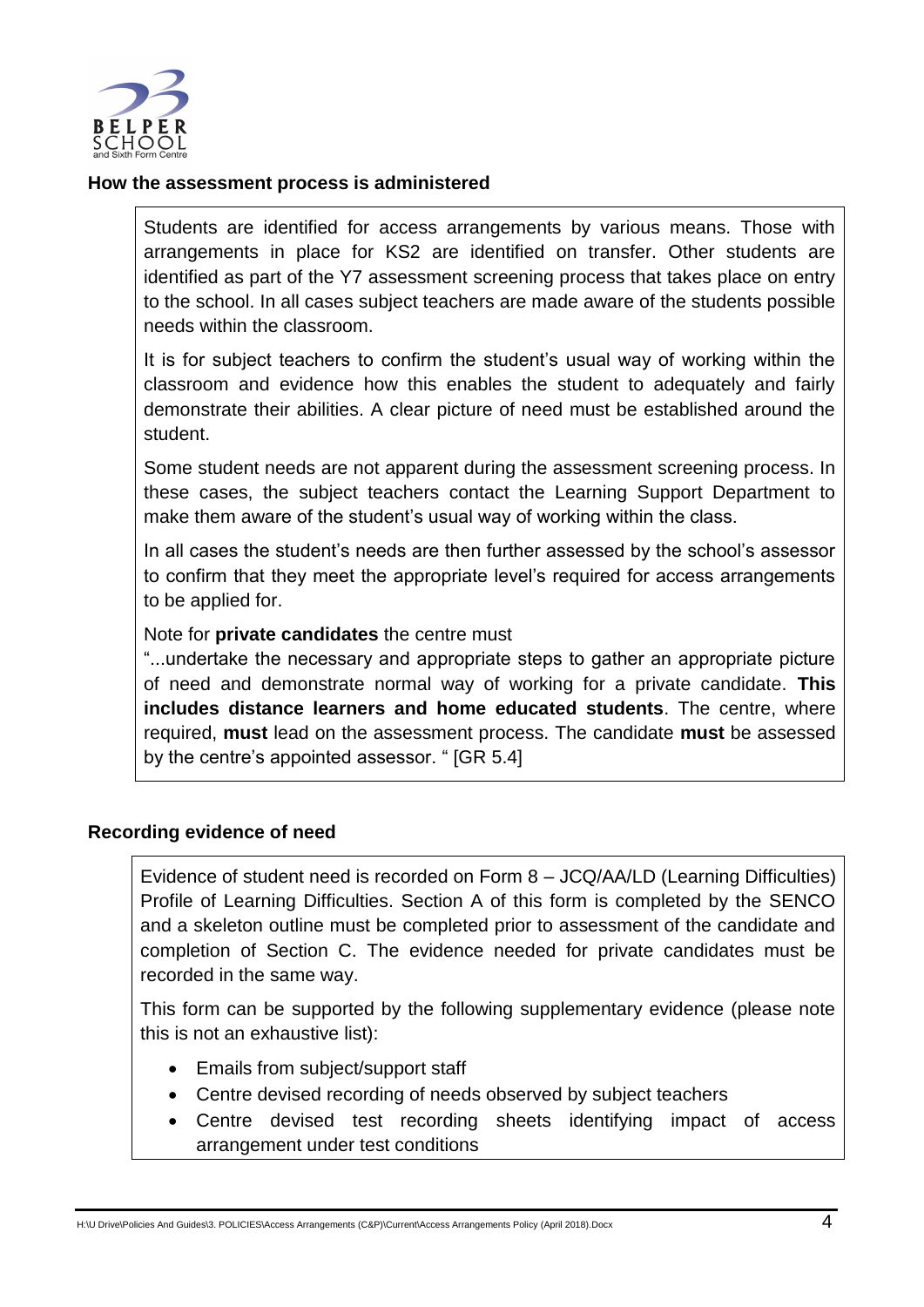## How the assessment process is administered

Students are identified for access arrangements by various means. Those with arrangements in place for KS2 are identified on transfer. Other students are identified as part of the Y7 assessment screening process that takes place on entry to the school. In all cases subject teachers are made aware of the students possible needs within the classroom.

It is for subject teachers to confirm the student's usual way of working within the classroom and evidence how this enables the student to adequately and fairly demonstrate their abilities. A clear picture of need must be established around the student.

Some student needs are not apparent during the assessment screening process. In these cases, the subject teachers contact the Learning Support Department to make them aware of the student's usual way of working within the class.

In all cases the student's needs are then further assessed by the school's assessor to confirm that they meet the appropriate level's required for access arrangements to be applied for.

Note for **private candidates** the centre must
"...undertake the necessary and appropriate steps to gather an appropriate picture of need and demonstrate normal way of working for a private candidate. **This includes distance learners and home educated students**. The centre, where required, **must** lead on the assessment process. The candidate **must** be assessed by the centre's appointed assessor. " [GR 5.4]

## Recording evidence of need

Evidence of student need is recorded on Form 8 – JCQ/AA/LD (Learning Difficulties) Profile of Learning Difficulties. Section A of this form is completed by the SENCO and a skeleton outline must be completed prior to assessment of the candidate and completion of Section C. The evidence needed for private candidates must be recorded in the same way.

This form can be supported by the following supplementary evidence (please note this is not an exhaustive list):

- Emails from subject/support staff
- Centre devised recording of needs observed by subject teachers
- Centre devised test recording sheets identifying impact of access arrangement under test conditions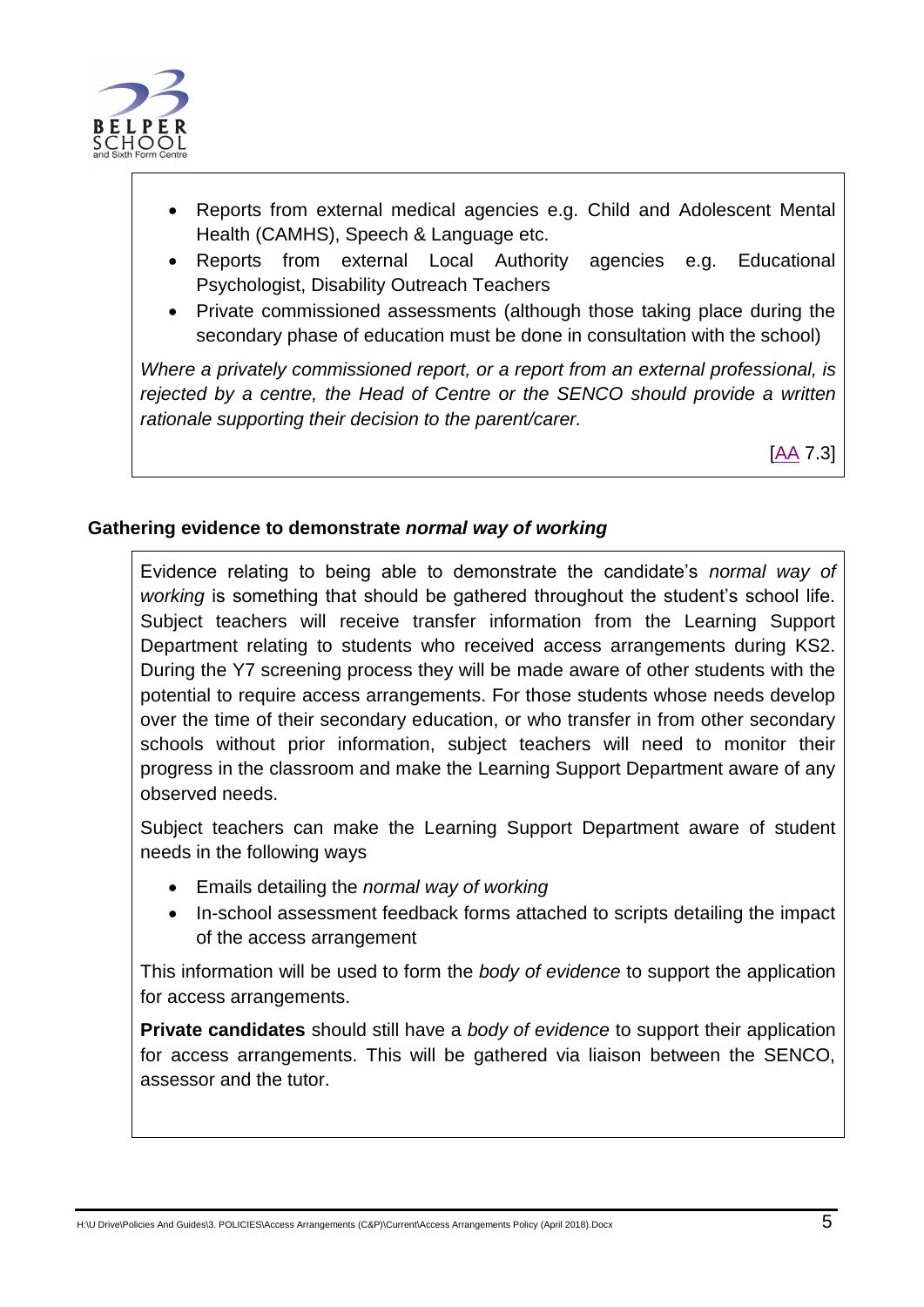- Reports from external medical agencies e.g. Child and Adolescent Mental Health (CAMHS), Speech & Language etc.
- Reports from external Local Authority agencies e.g. Educational Psychologist, Disability Outreach Teachers
- Private commissioned assessments (although those taking place during the secondary phase of education must be done in consultation with the school)

*Where a privately commissioned report, or a report from an external professional, is rejected by a centre, the Head of Centre or the SENCO should provide a written rationale supporting their decision to the parent/carer.*

[AA 7.3]

### Gathering evidence to demonstrate *normal way of working*

Evidence relating to being able to demonstrate the candidate's *normal way of working* is something that should be gathered throughout the student's school life. Subject teachers will receive transfer information from the Learning Support Department relating to students who received access arrangements during KS2. During the Y7 screening process they will be made aware of other students with the potential to require access arrangements. For those students whose needs develop over the time of their secondary education, or who transfer in from other secondary schools without prior information, subject teachers will need to monitor their progress in the classroom and make the Learning Support Department aware of any observed needs.

Subject teachers can make the Learning Support Department aware of student needs in the following ways

- Emails detailing the *normal way of working*
- In-school assessment feedback forms attached to scripts detailing the impact of the access arrangement

This information will be used to form the *body of evidence* to support the application for access arrangements.

**Private candidates** should still have a *body of evidence* to support their application for access arrangements. This will be gathered via liaison between the SENCO, assessor and the tutor.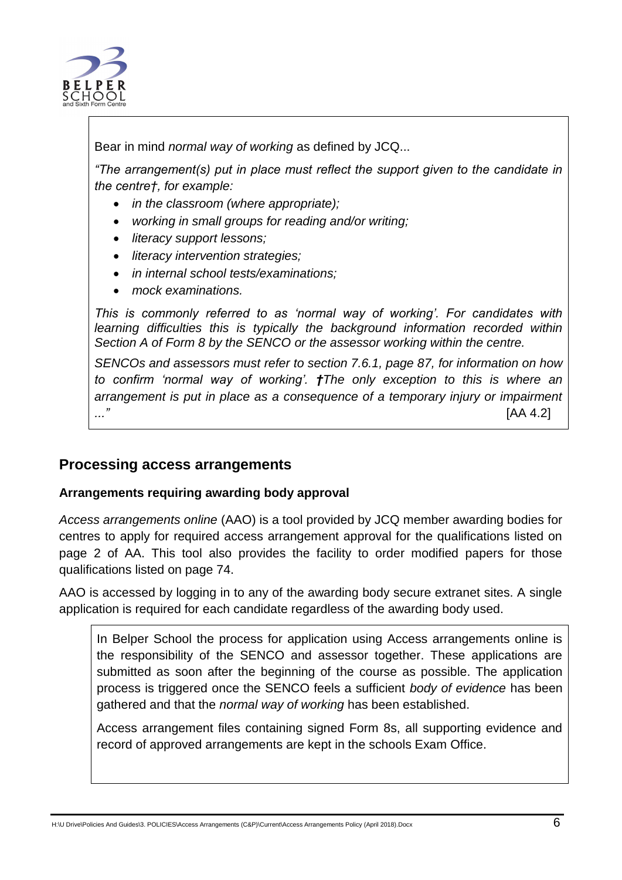Bear in mind *normal way of working* as defined by JCQ...

*"The arrangement(s) put in place must reflect the support given to the candidate in the centre†, for example:*

- *in the classroom (where appropriate);*
- *working in small groups for reading and/or writing;*
- *literacy support lessons;*
- *literacy intervention strategies;*
- *in internal school tests/examinations;*
- *mock examinations.*

*This is commonly referred to as 'normal way of working'. For candidates with learning difficulties this is typically the background information recorded within Section A of Form 8 by the SENCO or the assessor working within the centre.*

*SENCOs and assessors must refer to section 7.6.1, page 87, for information on how to confirm 'normal way of working'.* ***†****The only exception to this is where an arrangement is put in place as a consequence of a temporary injury or impairment ..."* [AA 4.2]

## Processing access arrangements

### Arrangements requiring awarding body approval

*Access arrangements online* (AAO) is a tool provided by JCQ member awarding bodies for centres to apply for required access arrangement approval for the qualifications listed on page 2 of AA. This tool also provides the facility to order modified papers for those qualifications listed on page 74.

AAO is accessed by logging in to any of the awarding body secure extranet sites. A single application is required for each candidate regardless of the awarding body used.

In Belper School the process for application using Access arrangements online is the responsibility of the SENCO and assessor together. These applications are submitted as soon after the beginning of the course as possible. The application process is triggered once the SENCO feels a sufficient *body of evidence* has been gathered and that the *normal way of working* has been established.

Access arrangement files containing signed Form 8s, all supporting evidence and record of approved arrangements are kept in the schools Exam Office.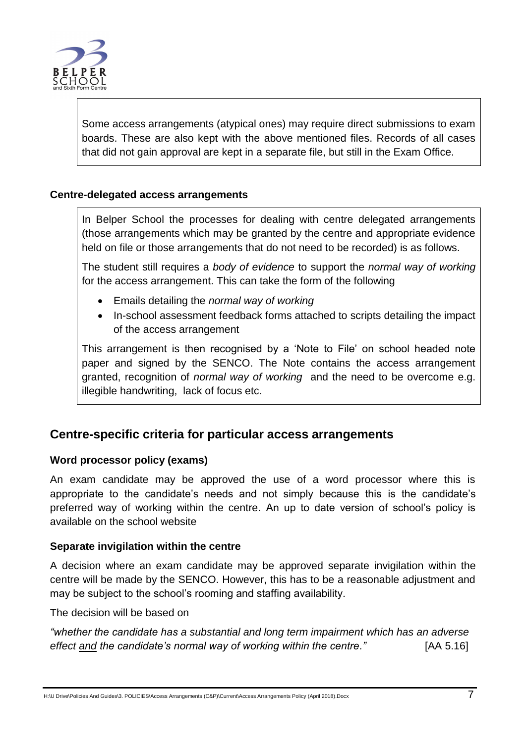Some access arrangements (atypical ones) may require direct submissions to exam boards. These are also kept with the above mentioned files. Records of all cases that did not gain approval are kept in a separate file, but still in the Exam Office.

**Centre-delegated access arrangements**

In Belper School the processes for dealing with centre delegated arrangements (those arrangements which may be granted by the centre and appropriate evidence held on file or those arrangements that do not need to be recorded) is as follows.

The student still requires a *body of evidence* to support the *normal way of working* for the access arrangement. This can take the form of the following

- Emails detailing the *normal way of working*
- In-school assessment feedback forms attached to scripts detailing the impact of the access arrangement

This arrangement is then recognised by a 'Note to File' on school headed note paper and signed by the SENCO. The Note contains the access arrangement granted, recognition of *normal way of working* and the need to be overcome e.g. illegible handwriting, lack of focus etc.

## Centre-specific criteria for particular access arrangements

**Word processor policy (exams)**

An exam candidate may be approved the use of a word processor where this is appropriate to the candidate's needs and not simply because this is the candidate's preferred way of working within the centre. An up to date version of school's policy is available on the school website

**Separate invigilation within the centre**

A decision where an exam candidate may be approved separate invigilation within the centre will be made by the SENCO. However, this has to be a reasonable adjustment and may be subject to the school's rooming and staffing availability.

The decision will be based on

*"whether the candidate has a substantial and long term impairment which has an adverse effect and the candidate's normal way of working within the centre."* [AA 5.16]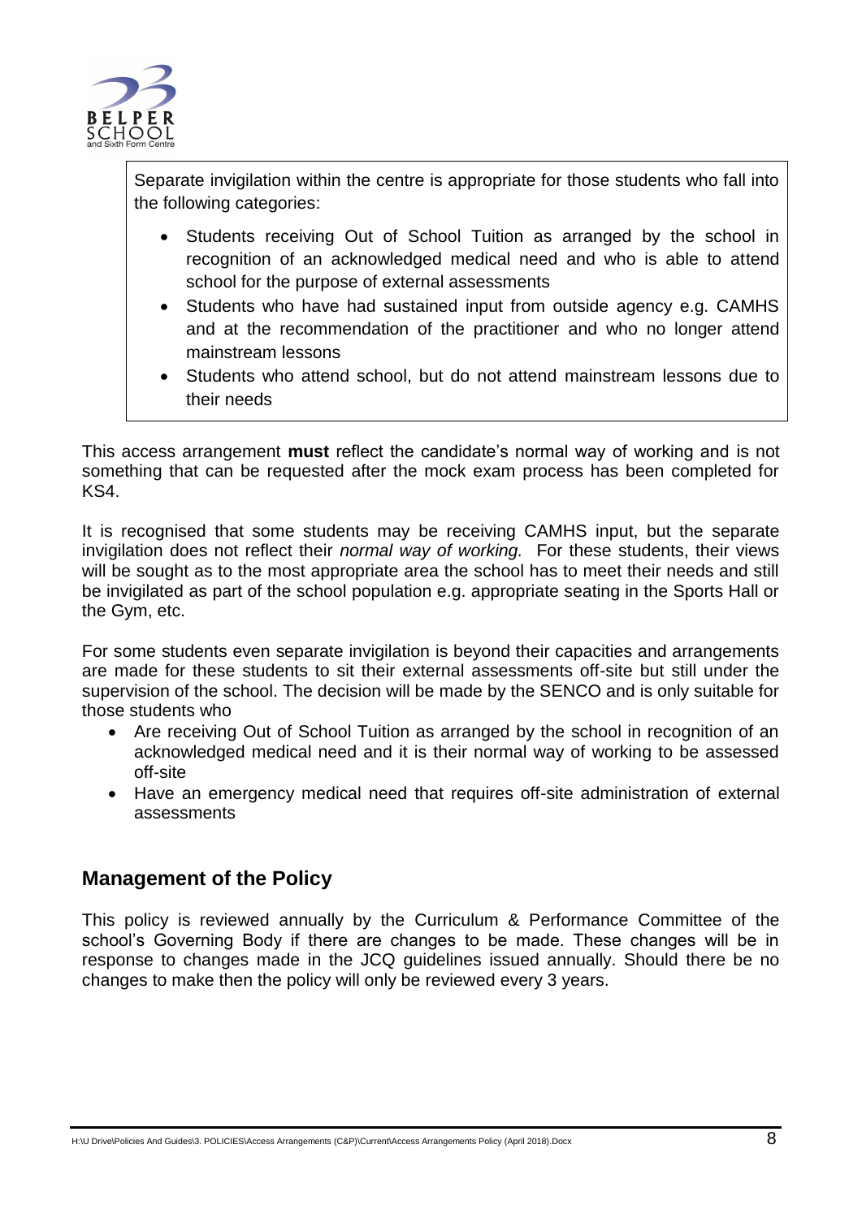Separate invigilation within the centre is appropriate for those students who fall into the following categories:

- Students receiving Out of School Tuition as arranged by the school in recognition of an acknowledged medical need and who is able to attend school for the purpose of external assessments
- Students who have had sustained input from outside agency e.g. CAMHS and at the recommendation of the practitioner and who no longer attend mainstream lessons
- Students who attend school, but do not attend mainstream lessons due to their needs

This access arrangement **must** reflect the candidate's normal way of working and is not something that can be requested after the mock exam process has been completed for KS4.

It is recognised that some students may be receiving CAMHS input, but the separate invigilation does not reflect their *normal way of working.* For these students, their views will be sought as to the most appropriate area the school has to meet their needs and still be invigilated as part of the school population e.g. appropriate seating in the Sports Hall or the Gym, etc.

For some students even separate invigilation is beyond their capacities and arrangements are made for these students to sit their external assessments off-site but still under the supervision of the school. The decision will be made by the SENCO and is only suitable for those students who

- Are receiving Out of School Tuition as arranged by the school in recognition of an acknowledged medical need and it is their normal way of working to be assessed off-site
- Have an emergency medical need that requires off-site administration of external assessments

## Management of the Policy

This policy is reviewed annually by the Curriculum & Performance Committee of the school's Governing Body if there are changes to be made. These changes will be in response to changes made in the JCQ guidelines issued annually. Should there be no changes to make then the policy will only be reviewed every 3 years.